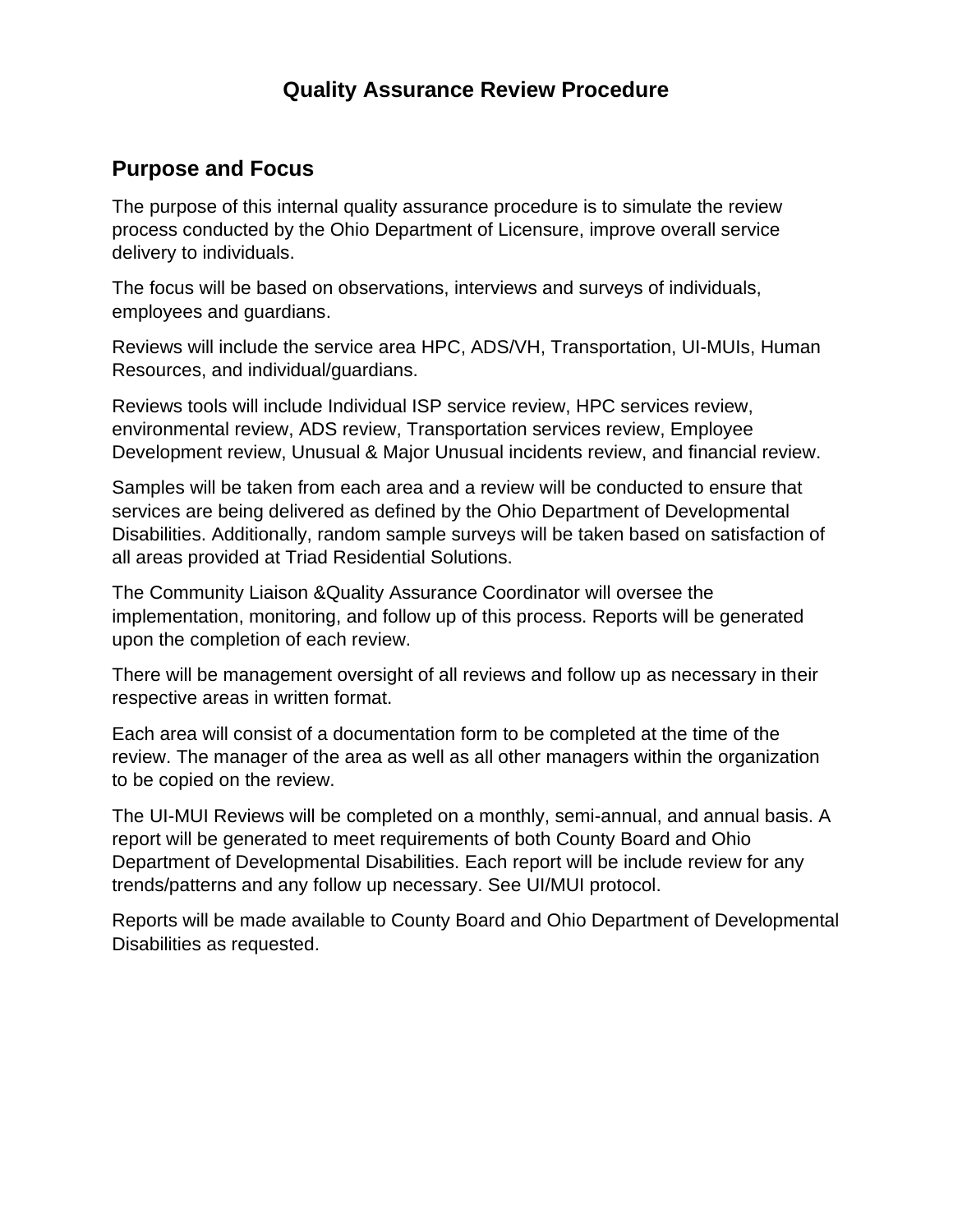# Quality Assurance Review Procedure

## Purpose and Focus

The purpose of this internal quality assurance procedure is to simulate the review process conducted by the Ohio Department of Licensure, improve overall service delivery to individuals.

The focus will be based on observations, interviews and surveys of individuals, employees and guardians.

Reviews will include the service area HPC, ADS/VH, Transportation, UI-MUIs, Human Resources, and individual/guardians.

Reviews tools will include Individual ISP service review, HPC services review, environmental review, ADS review, Transportation services review, Employee Development review, Unusual & Major Unusual incidents review, and financial review.

Samples will be taken from each area and a review will be conducted to ensure that services are being delivered as defined by the Ohio Department of Developmental Disabilities. Additionally, random sample surveys will be taken based on satisfaction of all areas provided at Triad Residential Solutions.

The Community Liaison &Quality Assurance Coordinator will oversee the implementation, monitoring, and follow up of this process. Reports will be generated upon the completion of each review.

There will be management oversight of all reviews and follow up as necessary in their respective areas in written format.

Each area will consist of a documentation form to be completed at the time of the review. The manager of the area as well as all other managers within the organization to be copied on the review.

The UI-MUI Reviews will be completed on a monthly, semi-annual, and annual basis. A report will be generated to meet requirements of both County Board and Ohio Department of Developmental Disabilities. Each report will be include review for any trends/patterns and any follow up necessary. See UI/MUI protocol.

Reports will be made available to County Board and Ohio Department of Developmental Disabilities as requested.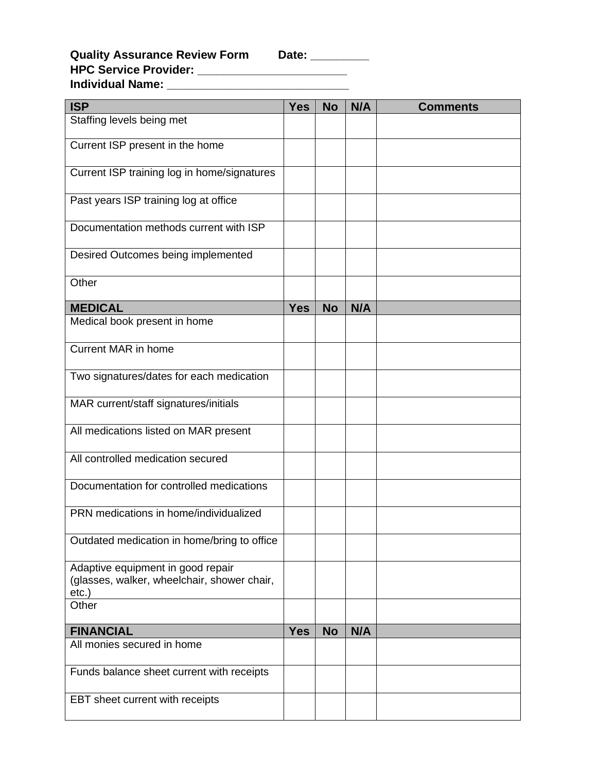**Quality Assurance Review Form        Date: _________**
**HPC Service Provider: _______________________**
**Individual Name: ____________________________**

| ISP | Yes | No | N/A | Comments |
|---|---|---|---|---|
| Staffing levels being met | | | | |
| Current ISP present in the home | | | | |
| Current ISP training log in home/signatures | | | | |
| Past years ISP training log at office | | | | |
| Documentation methods current with ISP | | | | |
| Desired Outcomes being implemented | | | | |
| Other | | | | |
| **MEDICAL** | **Yes** | **No** | **N/A** | |
| Medical book present in home | | | | |
| Current MAR in home | | | | |
| Two signatures/dates for each medication | | | | |
| MAR current/staff signatures/initials | | | | |
| All medications listed on MAR present | | | | |
| All controlled medication secured | | | | |
| Documentation for controlled medications | | | | |
| PRN medications in home/individualized | | | | |
| Outdated medication in home/bring to office | | | | |
| Adaptive equipment in good repair (glasses, walker, wheelchair, shower chair, etc.) | | | | |
| Other | | | | |
| **FINANCIAL** | **Yes** | **No** | **N/A** | |
| All monies secured in home | | | | |
| Funds balance sheet current with receipts | | | | |
| EBT sheet current with receipts | | | | |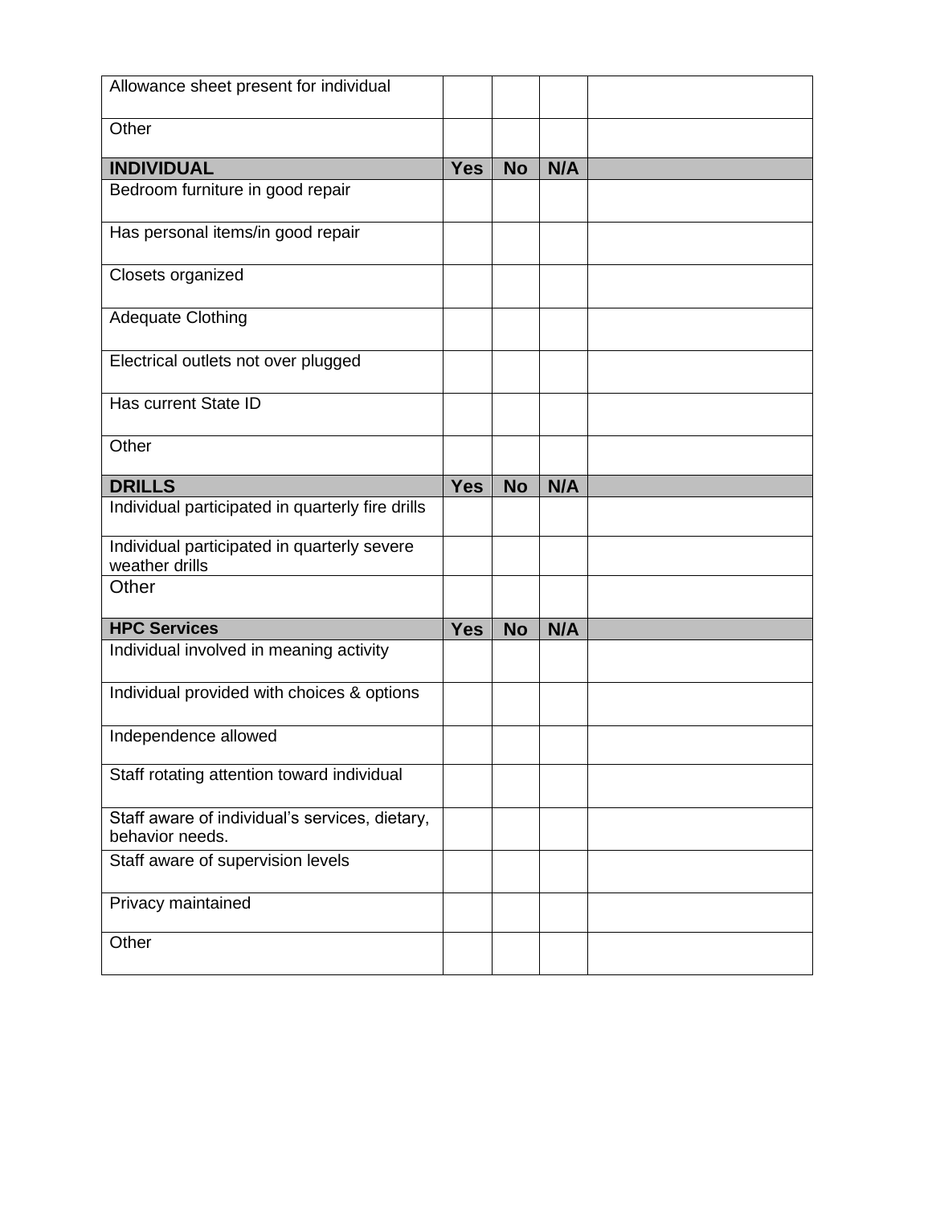| | | | | |
|---|---|---|---|---|
| Allowance sheet present for individual | | | | |
| Other | | | | |
| **INDIVIDUAL** | **Yes** | **No** | **N/A** | |
| Bedroom furniture in good repair | | | | |
| Has personal items/in good repair | | | | |
| Closets organized | | | | |
| Adequate Clothing | | | | |
| Electrical outlets not over plugged | | | | |
| Has current State ID | | | | |
| Other | | | | |
| **DRILLS** | **Yes** | **No** | **N/A** | |
| Individual participated in quarterly fire drills | | | | |
| Individual participated in quarterly severe weather drills | | | | |
| Other | | | | |
| **HPC Services** | **Yes** | **No** | **N/A** | |
| Individual involved in meaning activity | | | | |
| Individual provided with choices & options | | | | |
| Independence allowed | | | | |
| Staff rotating attention toward individual | | | | |
| Staff aware of individual's services, dietary, behavior needs. | | | | |
| Staff aware of supervision levels | | | | |
| Privacy maintained | | | | |
| Other | | | | |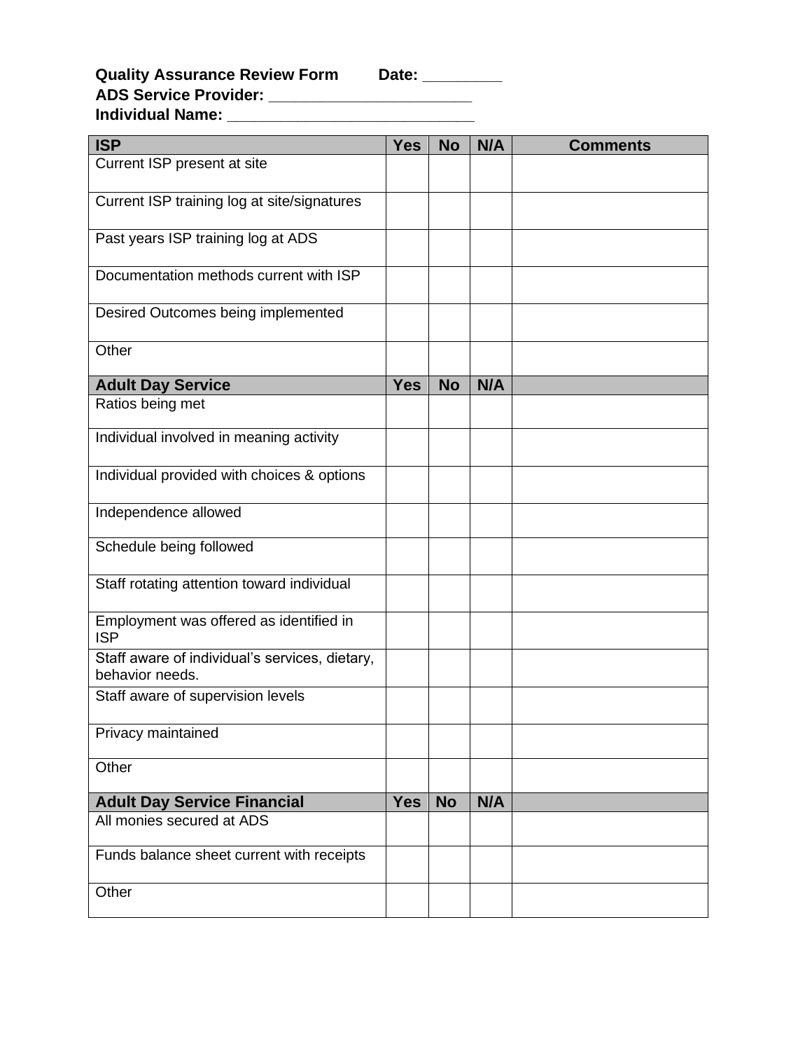**Quality Assurance Review Form  Date: _________**
**ADS Service Provider: _______________________**
**Individual Name: ___________________________**

| ISP | Yes | No | N/A | Comments |
|---|---|---|---|---|
| Current ISP present at site | | | | |
| Current ISP training log at site/signatures | | | | |
| Past years ISP training log at ADS | | | | |
| Documentation methods current with ISP | | | | |
| Desired Outcomes being implemented | | | | |
| Other | | | | |
| **Adult Day Service** | **Yes** | **No** | **N/A** | |
| Ratios being met | | | | |
| Individual involved in meaning activity | | | | |
| Individual provided with choices & options | | | | |
| Independence allowed | | | | |
| Schedule being followed | | | | |
| Staff rotating attention toward individual | | | | |
| Employment was offered as identified in ISP | | | | |
| Staff aware of individual's services, dietary, behavior needs. | | | | |
| Staff aware of supervision levels | | | | |
| Privacy maintained | | | | |
| Other | | | | |
| **Adult Day Service Financial** | **Yes** | **No** | **N/A** | |
| All monies secured at ADS | | | | |
| Funds balance sheet current with receipts | | | | |
| Other | | | | |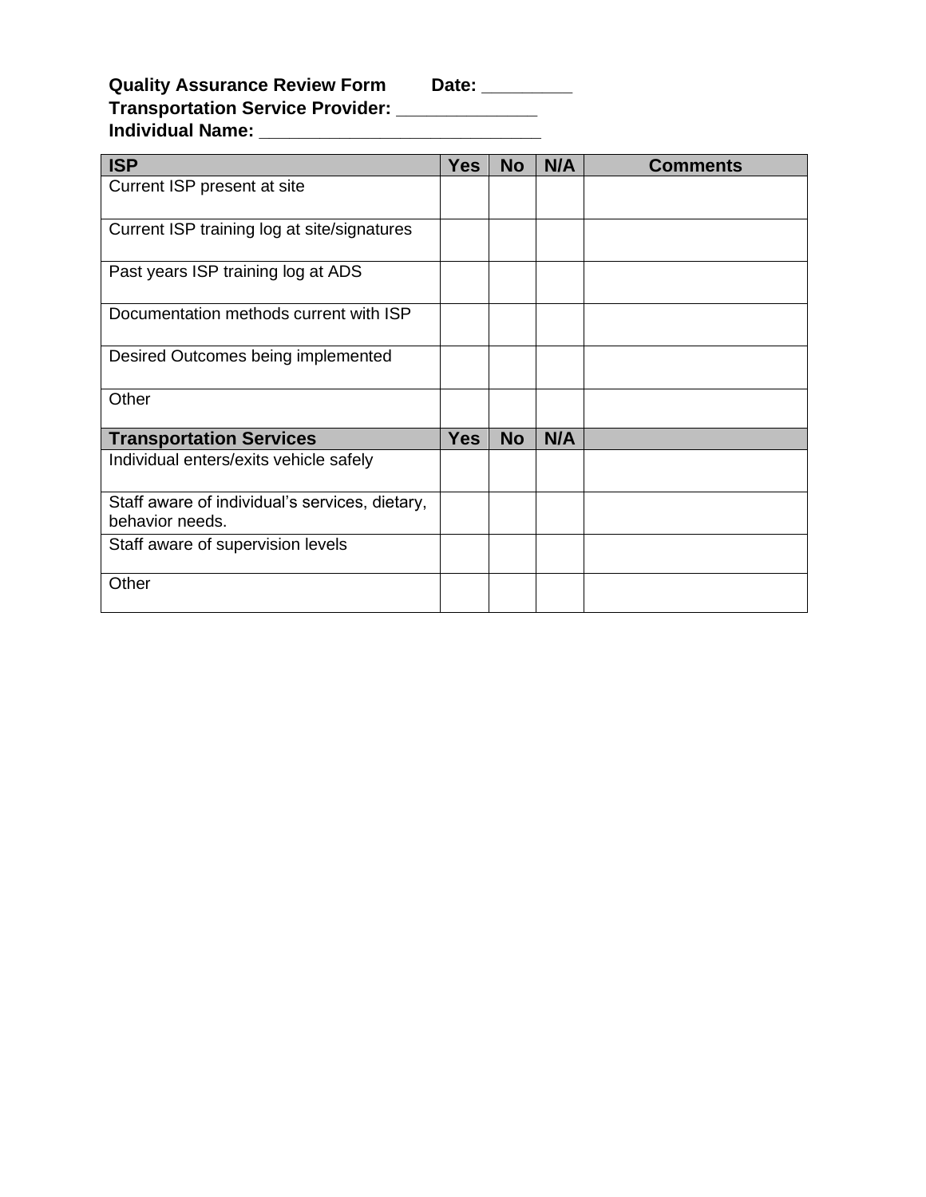**Quality Assurance Review Form        Date: _________**
**Transportation Service Provider: _____________**
**Individual Name: ____________________________**

| **ISP** | **Yes** | **No** | **N/A** | **Comments** |
|---|---|---|---|---|
| Current ISP present at site | | | | |
| Current ISP training log at site/signatures | | | | |
| Past years ISP training log at ADS | | | | |
| Documentation methods current with ISP | | | | |
| Desired Outcomes being implemented | | | | |
| Other | | | | |
| **Transportation Services** | **Yes** | **No** | **N/A** | |
| Individual enters/exits vehicle safely | | | | |
| Staff aware of individual's services, dietary, behavior needs. | | | | |
| Staff aware of supervision levels | | | | |
| Other | | | | |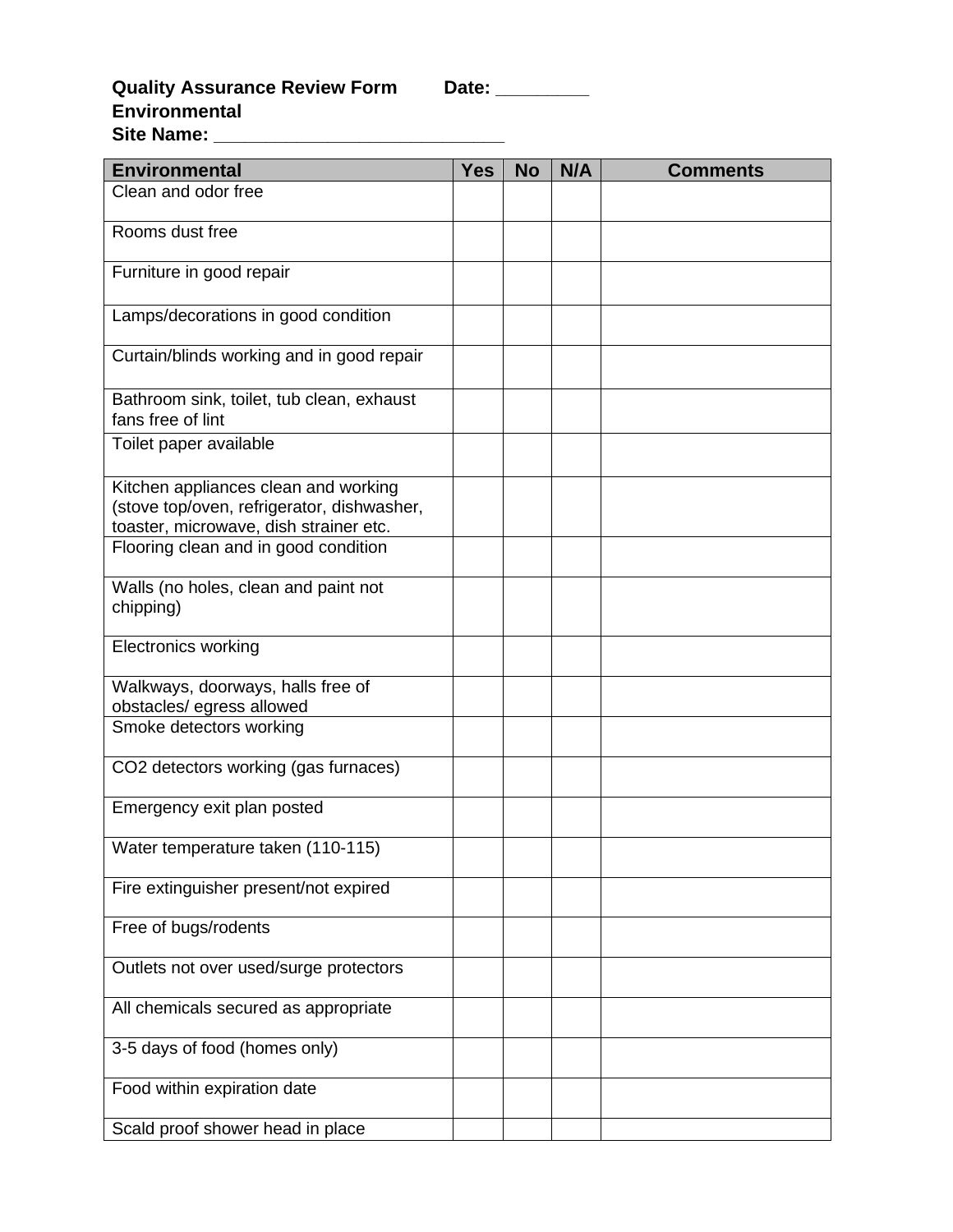**Quality Assurance Review Form** **Date: _________**
**Environmental**
**Site Name: ____________________________**

| Environmental | Yes | No | N/A | Comments |
|---|---|---|---|---|
| Clean and odor free | | | | |
| Rooms dust free | | | | |
| Furniture in good repair | | | | |
| Lamps/decorations in good condition | | | | |
| Curtain/blinds working and in good repair | | | | |
| Bathroom sink, toilet, tub clean, exhaust fans free of lint | | | | |
| Toilet paper available | | | | |
| Kitchen appliances clean and working (stove top/oven, refrigerator, dishwasher, toaster, microwave, dish strainer etc. | | | | |
| Flooring clean and in good condition | | | | |
| Walls (no holes, clean and paint not chipping) | | | | |
| Electronics working | | | | |
| Walkways, doorways, halls free of obstacles/ egress allowed | | | | |
| Smoke detectors working | | | | |
| $CO_2$ detectors working (gas furnaces) | | | | |
| Emergency exit plan posted | | | | |
| Water temperature taken (110-115) | | | | |
| Fire extinguisher present/not expired | | | | |
| Free of bugs/rodents | | | | |
| Outlets not over used/surge protectors | | | | |
| All chemicals secured as appropriate | | | | |
| 3-5 days of food (homes only) | | | | |
| Food within expiration date | | | | |
| Scald proof shower head in place | | | | |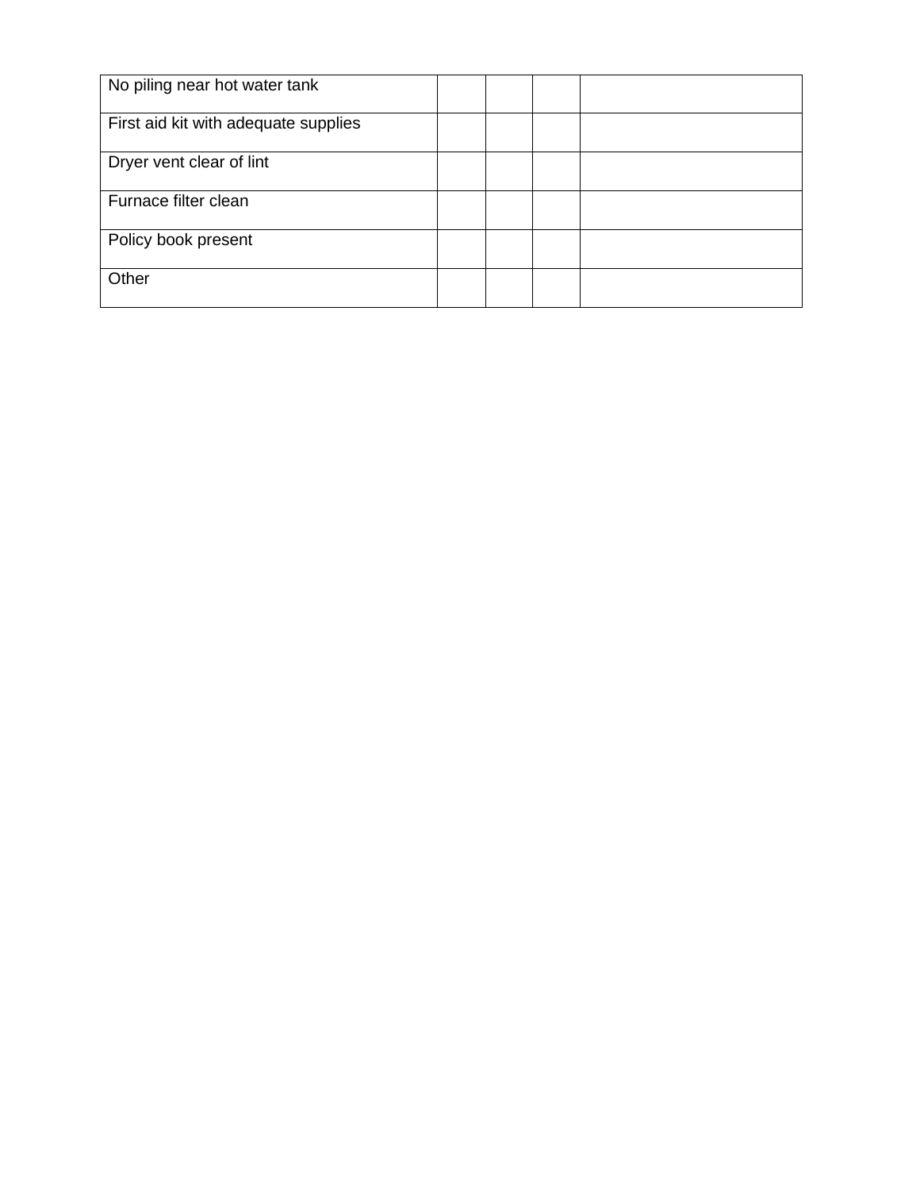| | | | | |
|---|---|---|---|---|
| No piling near hot water tank | | | | |
| First aid kit with adequate supplies | | | | |
| Dryer vent clear of lint | | | | |
| Furnace filter clean | | | | |
| Policy book present | | | | |
| Other | | | | |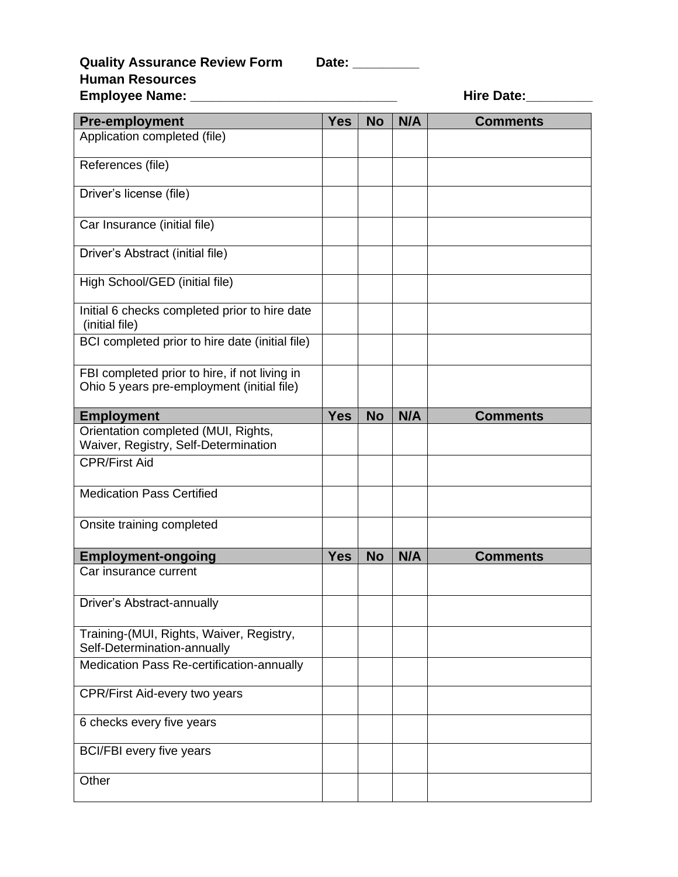**Quality Assurance Review Form** **Date: _________**
**Human Resources**
**Employee Name: ____________________________** **Hire Date:_________**

| Pre-employment | Yes | No | N/A | Comments |
|---|---|---|---|---|
| Application completed (file) | | | | |
| References (file) | | | | |
| Driver's license (file) | | | | |
| Car Insurance (initial file) | | | | |
| Driver's Abstract (initial file) | | | | |
| High School/GED (initial file) | | | | |
| Initial 6 checks completed prior to hire date (initial file) | | | | |
| BCI completed prior to hire date (initial file) | | | | |
| FBI completed prior to hire, if not living in Ohio 5 years pre-employment (initial file) | | | | |
| **Employment** | **Yes** | **No** | **N/A** | **Comments** |
| Orientation completed (MUI, Rights, Waiver, Registry, Self-Determination | | | | |
| CPR/First Aid | | | | |
| Medication Pass Certified | | | | |
| Onsite training completed | | | | |
| **Employment-ongoing** | **Yes** | **No** | **N/A** | **Comments** |
| Car insurance current | | | | |
| Driver's Abstract-annually | | | | |
| Training-(MUI, Rights, Waiver, Registry, Self-Determination-annually | | | | |
| Medication Pass Re-certification-annually | | | | |
| CPR/First Aid-every two years | | | | |
| 6 checks every five years | | | | |
| BCI/FBI every five years | | | | |
| Other | | | | |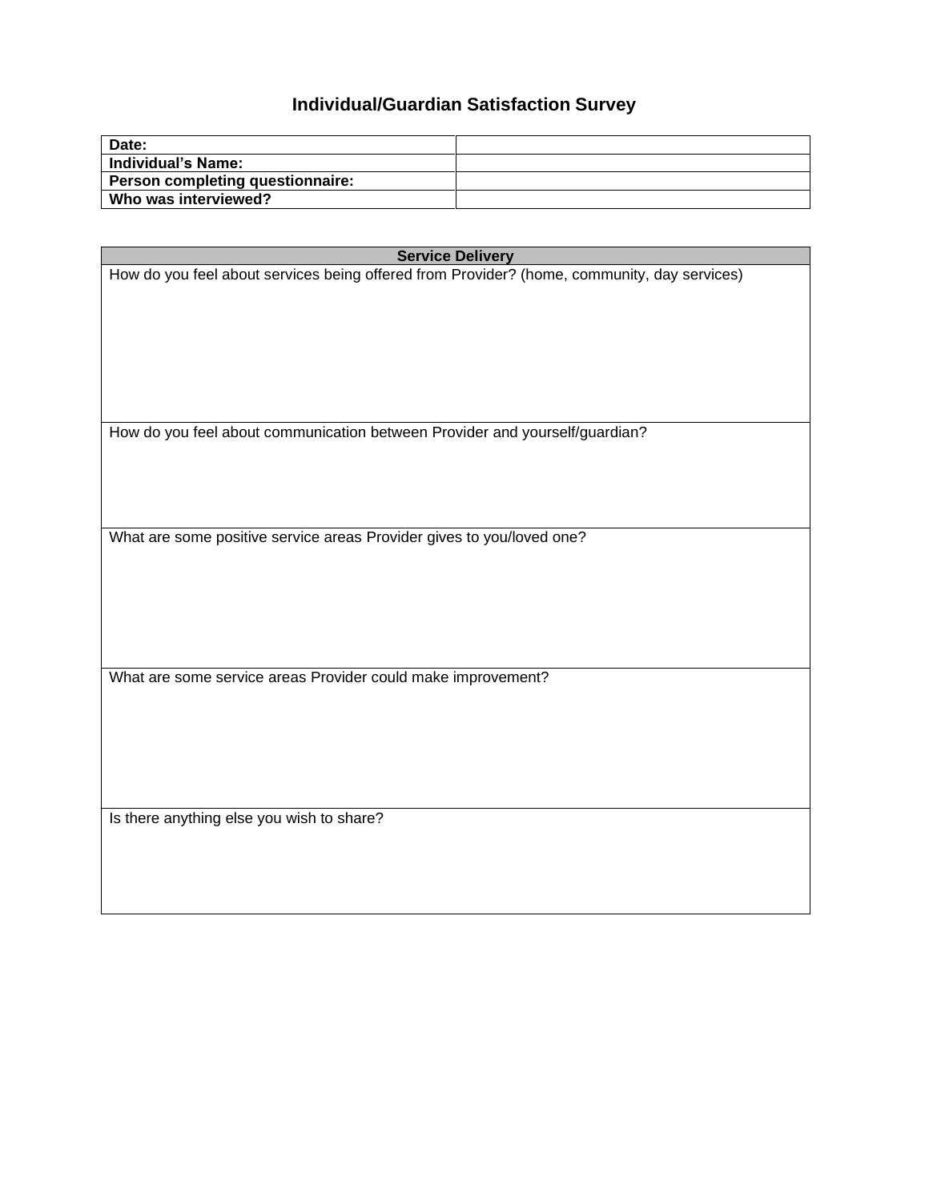# Individual/Guardian Satisfaction Survey

| | |
|---|---|
| **Date:** | |
| **Individual's Name:** | |
| **Person completing questionnaire:** | |
| **Who was interviewed?** | |

| **Service Delivery** |
|---|
| How do you feel about services being offered from Provider? (home, community, day services) |
| How do you feel about communication between Provider and yourself/guardian? |
| What are some positive service areas Provider gives to you/loved one? |
| What are some service areas Provider could make improvement? |
| Is there anything else you wish to share? |